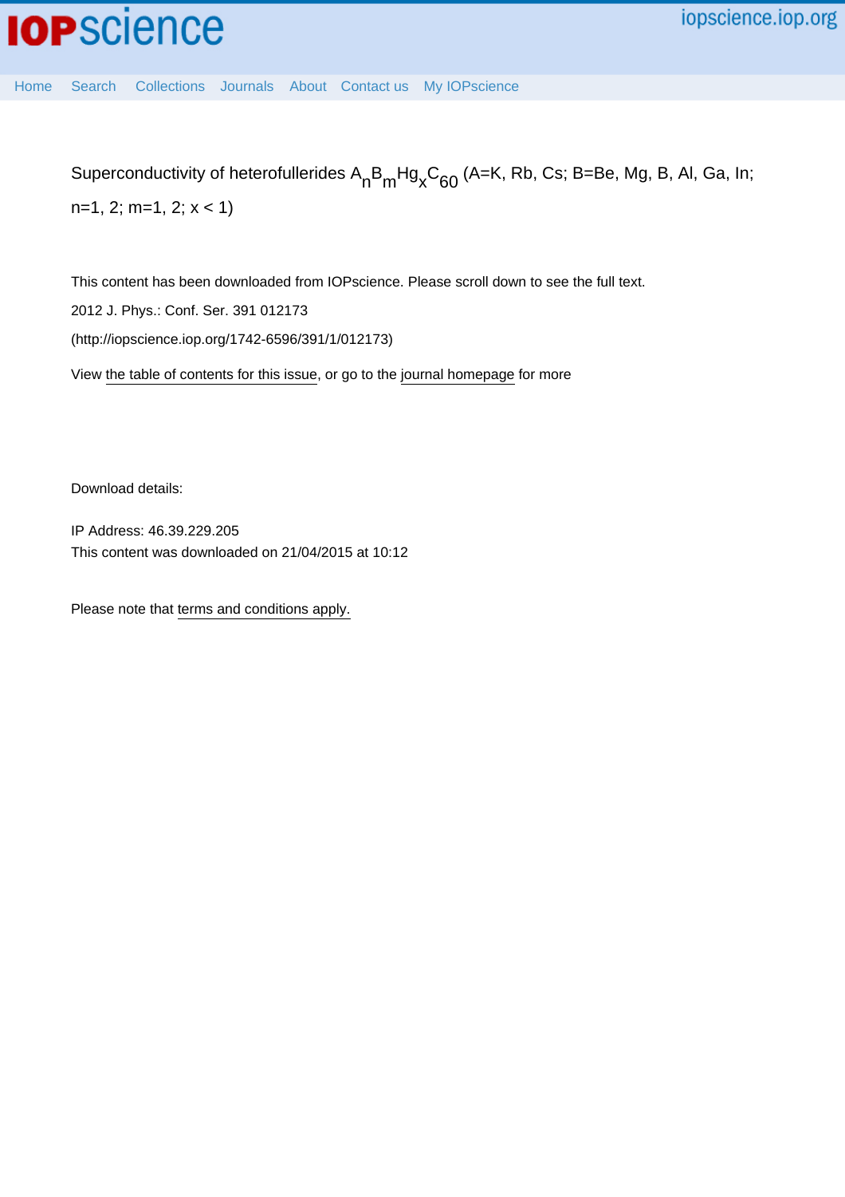Superconductivity of heterofullerides $A_nB_mHg_xC_{60}$ (A=K, Rb, Cs; B=Be, Mg, B, Al, Ga, In; n=1, 2; m=1, 2; x < 1)

This content has been downloaded from IOPscience. Please scroll down to see the full text.

2012 J. Phys.: Conf. Ser. 391 012173

(http://iopscience.iop.org/1742-6596/391/1/012173)

View the table of contents for this issue, or go to the journal homepage for more

Download details:

IP Address: 46.39.229.205

This content was downloaded on 21/04/2015 at 10:12

Please note that terms and conditions apply.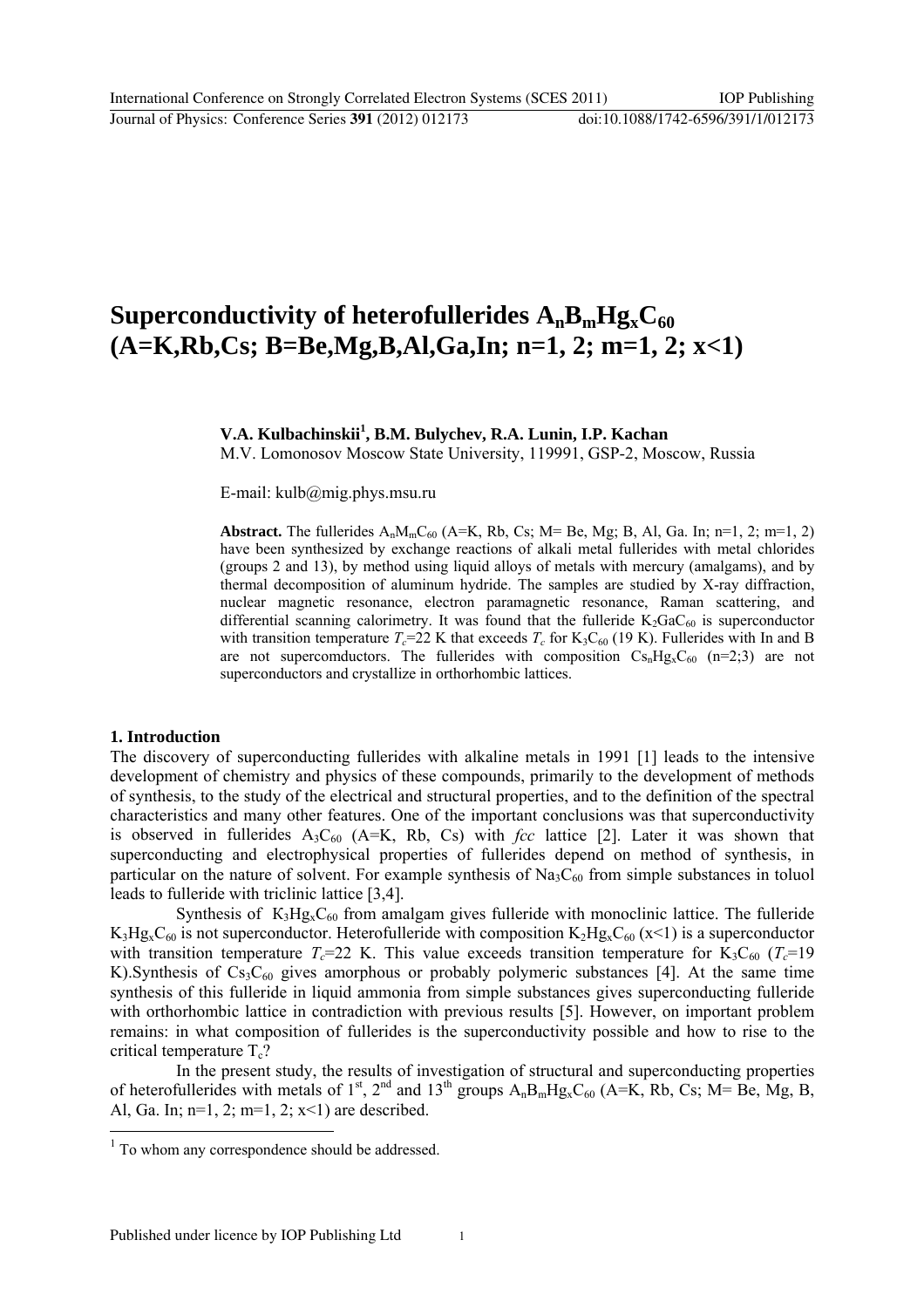# Superconductivity of heterofullerides $A_nB_mHg_xC_{60}$ (A=K,Rb,Cs; B=Be,Mg,B,Al,Ga,In; n=1, 2; m=1, 2; x<1)

**V.A. Kulbachinskii[1], B.M. Bulychev, R.A. Lunin, I.P. Kachan**
M.V. Lomonosov Moscow State University, 119991, GSP-2, Moscow, Russia

E-mail: kulb@mig.phys.msu.ru

**Abstract.** The fullerides $A_nM_mC_{60}$ (A=K, Rb, Cs; M= Be, Mg; B, Al, Ga. In; n=1, 2; m=1, 2) have been synthesized by exchange reactions of alkali metal fullerides with metal chlorides (groups 2 and 13), by method using liquid alloys of metals with mercury (amalgams), and by thermal decomposition of aluminum hydride. The samples are studied by X-ray diffraction, nuclear magnetic resonance, electron paramagnetic resonance, Raman scattering, and differential scanning calorimetry. It was found that the fulleride $K_2GaC_{60}$ is superconductor with transition temperature $T_c$=22 K that exceeds $T_c$ for $K_3C_{60}$ (19 K). Fullerides with In and B are not supercomducters. The fullerides with composition $Cs_nHg_xC_{60}$ (n=2;3) are not superconductors and crystallize in orthorhombic lattices.

## 1. Introduction

The discovery of superconducting fullerides with alkaline metals in 1991 [1] leads to the intensive development of chemistry and physics of these compounds, primarily to the development of methods of synthesis, to the study of the electrical and structural properties, and to the definition of the spectral characteristics and many other features. One of the important conclusions was that superconductivity is observed in fullerides $A_3C_{60}$ (A=K, Rb, Cs) with *fcc* lattice [2]. Later it was shown that superconducting and electrophysical properties of fullerides depend on method of synthesis, in particular on the nature of solvent. For example synthesis of $Na_3C_{60}$ from simple substances in toluol leads to fulleride with triclinic lattice [3,4].

Synthesis of $K_3Hg_xC_{60}$ from amalgam gives fulleride with monoclinic lattice. The fulleride $K_3Hg_xC_{60}$ is not superconductor. Heterofulleride with composition $K_2Hg_xC_{60}$ (x<1) is a superconductor with transition temperature $T_c$=22 K. This value exceeds transition temperature for $K_3C_{60}$ ($T_c$=19 K).Synthesis of $Cs_3C_{60}$ gives amorphous or probably polymeric substances [4]. At the same time synthesis of this fulleride in liquid ammonia from simple substances gives superconducting fulleride with orthorhombic lattice in contradiction with previous results [5]. However, on important problem remains: in what composition of fullerides is the superconductivity possible and how to rise to the critical temperature $T_c$?

In the present study, the results of investigation of structural and superconducting properties of heterofullerides with metals of 1[st], 2[nd] and 13[th] groups $A_nB_mHg_xC_{60}$ (A=K, Rb, Cs; M= Be, Mg, B, Al, Ga. In; n=1, 2; m=1, 2; x<1) are described.

[1] To whom any correspondence should be addressed.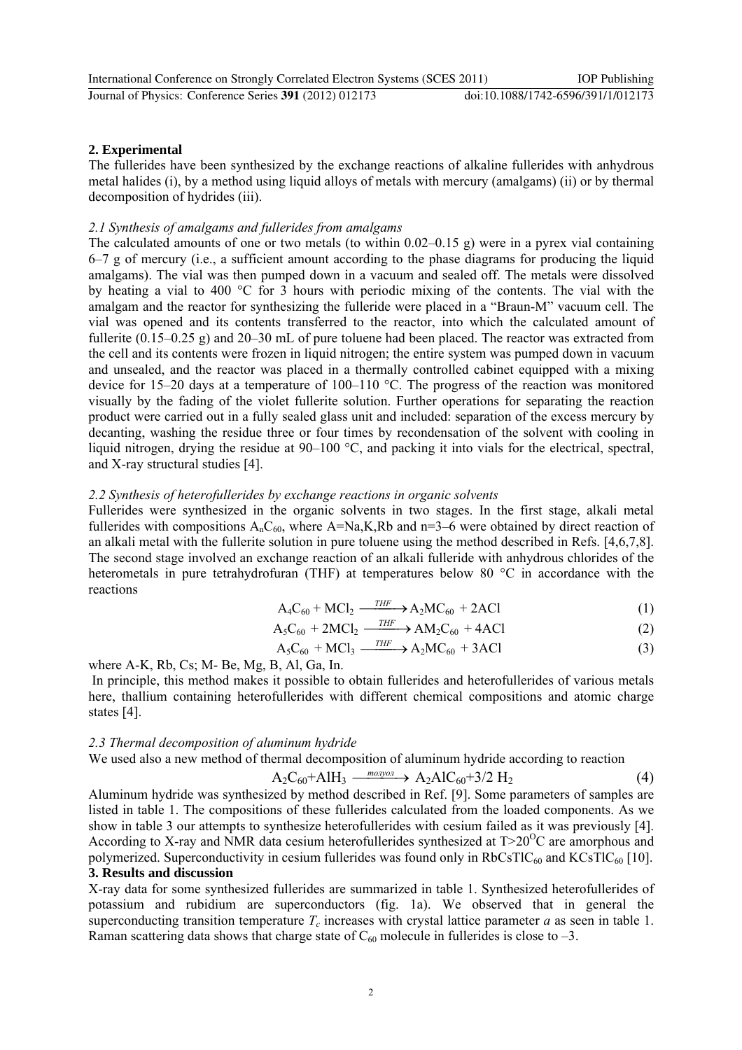## 2. Experimental

The fullerides have been synthesized by the exchange reactions of alkaline fullerides with anhydrous metal halides (i), by a method using liquid alloys of metals with mercury (amalgams) (ii) or by thermal decomposition of hydrides (iii).

### *2.1 Synthesis of amalgams and fullerides from amalgams*

The calculated amounts of one or two metals (to within 0.02–0.15 g) were in a pyrex vial containing 6–7 g of mercury (i.e., a sufficient amount according to the phase diagrams for producing the liquid amalgams). The vial was then pumped down in a vacuum and sealed off. The metals were dissolved by heating a vial to 400 °C for 3 hours with periodic mixing of the contents. The vial with the amalgam and the reactor for synthesizing the fulleride were placed in a "Braun-M" vacuum cell. The vial was opened and its contents transferred to the reactor, into which the calculated amount of fullerite (0.15–0.25 g) and 20–30 mL of pure toluene had been placed. The reactor was extracted from the cell and its contents were frozen in liquid nitrogen; the entire system was pumped down in vacuum and unsealed, and the reactor was placed in a thermally controlled cabinet equipped with a mixing device for 15–20 days at a temperature of 100–110 °C. The progress of the reaction was monitored visually by the fading of the violet fullerite solution. Further operations for separating the reaction product were carried out in a fully sealed glass unit and included: separation of the excess mercury by decanting, washing the residue three or four times by recondensation of the solvent with cooling in liquid nitrogen, drying the residue at 90–100 °C, and packing it into vials for the electrical, spectral, and X-ray structural studies [4].

### *2.2 Synthesis of heterofullerides by exchange reactions in organic solvents*

Fullerides were synthesized in the organic solvents in two stages. In the first stage, alkali metal fullerides with compositions $A_nC_{60}$, where A=Na,K,Rb and n=3–6 were obtained by direct reaction of an alkali metal with the fullerite solution in pure toluene using the method described in Refs. [4,6,7,8]. The second stage involved an exchange reaction of an alkali fulleride with anhydrous chlorides of the heterometals in pure tetrahydrofuran (THF) at temperatures below 80 °C in accordance with the reactions

$$A_4C_{60} + MCl_2 \xrightarrow{THF} A_2MC_{60} + 2ACl \tag{1}$$

$$A_5C_{60} + 2MCl_2 \xrightarrow{THF} AM_2C_{60} + 4ACl \tag{2}$$

$$A_5C_{60} + MCl_3 \xrightarrow{THF} A_2MC_{60} + 3ACl \tag{3}$$

where A-K, Rb, Cs; M- Be, Mg, B, Al, Ga, In.

In principle, this method makes it possible to obtain fullerides and heterofullerides of various metals here, thallium containing heterofullerides with different chemical compositions and atomic charge states [4].

### *2.3 Thermal decomposition of aluminum hydride*

We used also a new method of thermal decomposition of aluminum hydride according to reaction

$$A_2C_{60}+AlH_3 \xrightarrow{толуол} A_2AlC_{60}+3/2\ H_2 \tag{4}$$

Aluminum hydride was synthesized by method described in Ref. [9]. Some parameters of samples are listed in table 1. The compositions of these fullerides calculated from the loaded components. As we show in table 3 our attempts to synthesize heterofullerides with cesium failed as it was previously [4]. According to X-ray and NMR data cesium heterofullerides synthesized at $T>20^{O}C$ are amorphous and polymerized. Superconductivity in cesium fullerides was found only in $RbCsTlC_{60}$ and $KCsTlC_{60}$ [10].

## 3. Results and discussion

X-ray data for some synthesized fullerides are summarized in table 1. Synthesized heterofullerides of potassium and rubidium are superconductors (fig. 1a). We observed that in general the superconducting transition temperature $T_c$ increases with crystal lattice parameter *a* as seen in table 1. Raman scattering data shows that charge state of $C_{60}$ molecule in fullerides is close to –3.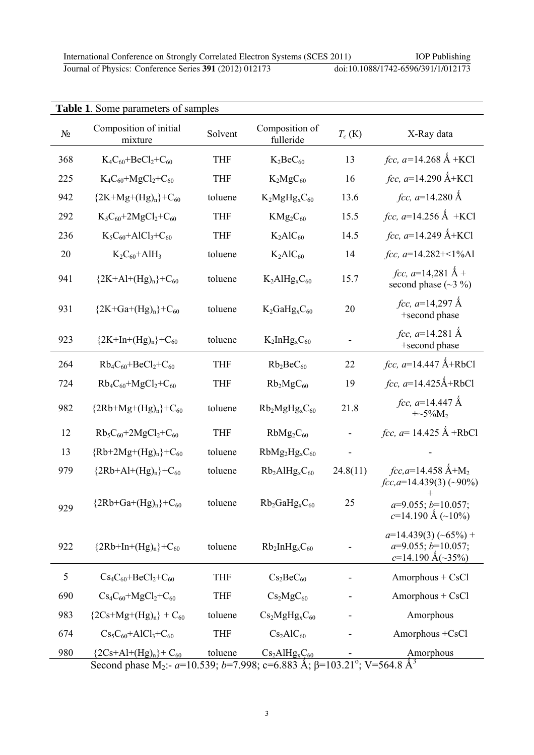**Table 1**. Some parameters of samples

| № | Composition of initial mixture | Solvent | Composition of fulleride | $T_c$ (K) | X-Ray data |
|---|---|---|---|---|---|
| 368 | $K_4C_{60}$+$BeCl_2$+$C_{60}$ | THF | $K_2BeC_{60}$ | 13 | *fcc, a*=14.268 Å +KCl |
| 225 | $K_4C_{60}$+$MgCl_2$+$C_{60}$ | THF | $K_2MgC_{60}$ | 16 | *fcc, a*=14.290 Å+KCl |
| 942 | {2K+Mg+$(Hg)_n$}+$C_{60}$ | toluene | $K_2MgHg_xC_{60}$ | 13.6 | *fcc, a*=14.280 Å |
| 292 | $K_5C_{60}$+2$MgCl_2$+$C_{60}$ | THF | $KMg_2C_{60}$ | 15.5 | *fcc, a*=14.256 Å +KCl |
| 236 | $K_5C_{60}$+$AlCl_3$+$C_{60}$ | THF | $K_2AlC_{60}$ | 14.5 | *fcc, a*=14.249 Å+KCl |
| 20 | $K_2C_{60}$+$AlH_3$ | toluene | $K_2AlC_{60}$ | 14 | *fcc, a*=14.282+<1%Al |
| 941 | {2K+Al+$(Hg)_n$}+$C_{60}$ | toluene | $K_2AlHg_xC_{60}$ | 15.7 | *fcc, a*=14,281 Å + second phase (~3 %) |
| 931 | {2K+Ga+$(Hg)_n$}+$C_{60}$ | toluene | $K_2GaHg_xC_{60}$ | 20 | *fcc, a*=14,297 Å +second phase |
| 923 | {2K+In+$(Hg)_n$}+$C_{60}$ | toluene | $K_2InHg_xC_{60}$ | - | *fcc, a*=14.281 Å +second phase |
| 264 | $Rb_4C_{60}$+$BeCl_2$+$C_{60}$ | THF | $Rb_2BeC_{60}$ | 22 | *fcc, a*=14.447 Å+RbCl |
| 724 | $Rb_4C_{60}$+$MgCl_2$+$C_{60}$ | THF | $Rb_2MgC_{60}$ | 19 | *fcc, a*=14.425Å+RbCl |
| 982 | {2Rb+Mg+$(Hg)_n$}+$C_{60}$ | toluene | $Rb_2MgHg_xC_{60}$ | 21.8 | *fcc, a*=14.447 Å +~5%$M_2$ |
| 12 | $Rb_5C_{60}$+2$MgCl_2$+$C_{60}$ | THF | $RbMg_2C_{60}$ | - | *fcc, a*= 14.425 Å +RbCl |
| 13 | {Rb+2Mg+$(Hg)_n$}+$C_{60}$ | toluene | $RbMg_2Hg_xC_{60}$ | - | - |
| 979 | {2Rb+Al+$(Hg)_n$}+$C_{60}$ | toluene | $Rb_2AlHg_xC_{60}$ | 24.8(11) | *fcc,a*=14.458 Å+$M_2$ |
| 929 | {2Rb+Ga+$(Hg)_n$}+$C_{60}$ | toluene | $Rb_2GaHg_xC_{60}$ | 25 | *fcc,a*=14.439(3) (~90%) + *a*=9.055; *b*=10.057; *c*=14.190 Å (~10%) |
| 922 | {2Rb+In+$(Hg)_n$}+$C_{60}$ | toluene | $Rb_2InHg_xC_{60}$ | - | *a*=14.439(3) (~65%) + *a*=9.055; *b*=10.057; *c*=14.190 Å(~35%) |
| 5 | $Cs_4C_{60}$+$BeCl_2$+$C_{60}$ | THF | $Cs_2BeC_{60}$ | - | Amorphous + CsCl |
| 690 | $Cs_4C_{60}$+$MgCl_2$+$C_{60}$ | THF | $Cs_2MgC_{60}$ | - | Amorphous + CsCl |
| 983 | {2Cs+Mg+$(Hg)_n$} + $C_{60}$ | toluene | $Cs_2MgHg_xC_{60}$ | - | Amorphous |
| 674 | $Cs_5C_{60}$+$AlCl_3$+$C_{60}$ | THF | $Cs_2AlC_{60}$ | - | Amorphous +CsCl |
| 980 | {2Cs+Al+$(Hg)_n$}+ $C_{60}$ | toluene | $Cs_2AlHg_xC_{60}$ | - | Amorphous |

Second phase $M_2$:- *a*=10.539; *b*=7.998; c=6.883 Å; β=103.21°; V=564.8 Å$^3$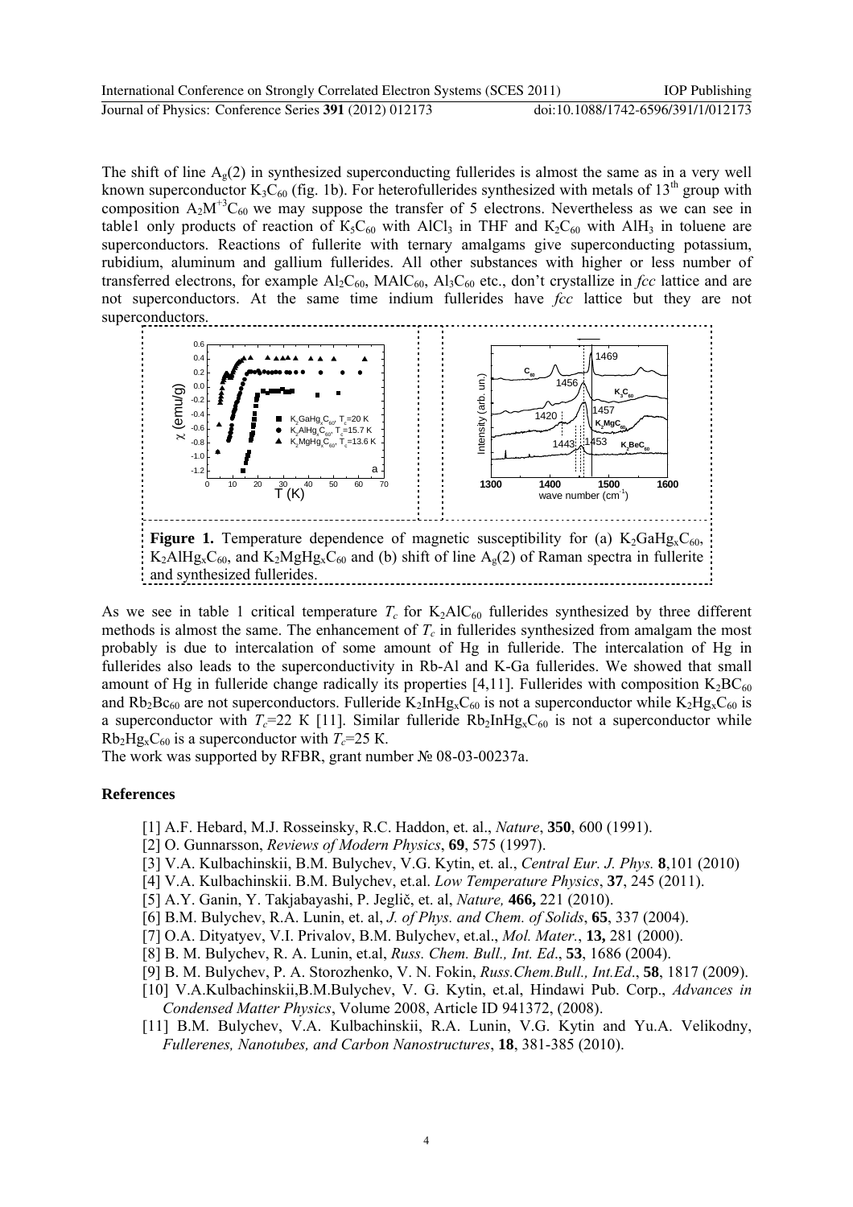The shift of line $A_g(2)$ in synthesized superconducting fullerides is almost the same as in a very well known superconductor $K_3C_{60}$ (fig. 1b). For heterofullerides synthesized with metals of 13[th] group with composition $A_2M^{+3}C_{60}$ we may suppose the transfer of 5 electrons. Nevertheless as we can see in table1 only products of reaction of $K_5C_{60}$ with $AlCl_3$ in THF and $K_2C_{60}$ with $AlH_3$ in toluene are superconductors. Reactions of fullerite with ternary amalgams give superconducting potassium, rubidium, aluminum and gallium fullerides. All other substances with higher or less number of transferred electrons, for example $Al_2C_{60}$, $MAlC_{60}$, $Al_3C_{60}$ etc., don't crystallize in *fcc* lattice and are not superconductors. At the same time indium fullerides have *fcc* lattice but they are not superconductors.

χ (emu/g)
T (K)
$K_2GaHg_xC_{60}$, $T_c$=20 K
$K_2AlHg_xC_{60}$, $T_c$=15.7 K
$K_2MgHg_xC_{60}$, $T_c$=13.6 K
a

Intensity (arb. un.)
wave number (cm$^{-1}$)
$C_{60}$
$K_3C_{60}$
$K_2MgC_{60}$
$K_2BeC_{60}$
1469
1456
1457
1420
1443
1453

**Figure 1.** Temperature dependence of magnetic susceptibility for (a) $K_2GaHg_xC_{60}$, $K_2AlHg_xC_{60}$, and $K_2MgHg_xC_{60}$ and (b) shift of line $A_g(2)$ of Raman spectra in fullerite and synthesized fullerides.

As we see in table 1 critical temperature $T_c$ for $K_2AlC_{60}$ fullerides synthesized by three different methods is almost the same. The enhancement of $T_c$ in fullerides synthesized from amalgam the most probably is due to intercalation of some amount of Hg in fulleride. The intercalation of Hg in fullerides also leads to the superconductivity in Rb-Al and K-Ga fullerides. We showed that small amount of Hg in fulleride change radically its properties [4,11]. Fullerides with composition $K_2BC_{60}$ and $Rb_2Bc_{60}$ are not superconductors. Fulleride $K_2InHg_xC_{60}$ is not a superconductor while $K_2Hg_xC_{60}$ is a superconductor with $T_c$=22 K [11]. Similar fulleride $Rb_2InHg_xC_{60}$ is not a superconductor while $Rb_2Hg_xC_{60}$ is a superconductor with $T_c$=25 K.

The work was supported by RFBR, grant number № 08-03-00237a.

## References

[1] A.F. Hebard, M.J. Rosseinsky, R.C. Haddon, et. al., *Nature*, **350**, 600 (1991).

[2] O. Gunnarsson, *Reviews of Modern Physics*, **69**, 575 (1997).

[3] V.A. Kulbachinskii, B.M. Bulychev, V.G. Kytin, et. al., *Central Eur. J. Phys.* **8**,101 (2010)

[4] V.A. Kulbachinskii. B.M. Bulychev, et.al. *Low Temperature Physics*, **37**, 245 (2011).

[5] A.Y. Ganin, Y. Takjabayashi, P. Jeglič, et. al, *Nature,* **466,** 221 (2010).

[6] B.M. Bulychev, R.A. Lunin, et. al, *J. of Phys. and Chem. of Solids*, **65**, 337 (2004).

[7] O.A. Dityatyev, V.I. Privalov, B.M. Bulychev, et.al., *Mol. Mater.*, **13,** 281 (2000).

[8] B. M. Bulychev, R. A. Lunin, et.al, *Russ. Chem. Bull., Int. Ed*., **53**, 1686 (2004).

[9] B. M. Bulychev, P. A. Storozhenko, V. N. Fokin, *Russ.Chem.Bull., Int.Ed*., **58**, 1817 (2009).

[10] V.A.Kulbachinskii,B.M.Bulychev, V. G. Kytin, et.al, Hindawi Pub. Corp., *Advances in Condensed Matter Physics*, Volume 2008, Article ID 941372, (2008).

[11] B.M. Bulychev, V.A. Kulbachinskii, R.A. Lunin, V.G. Kytin and Yu.A. Velikodny, *Fullerenes, Nanotubes, and Carbon Nanostructures*, **18**, 381-385 (2010).